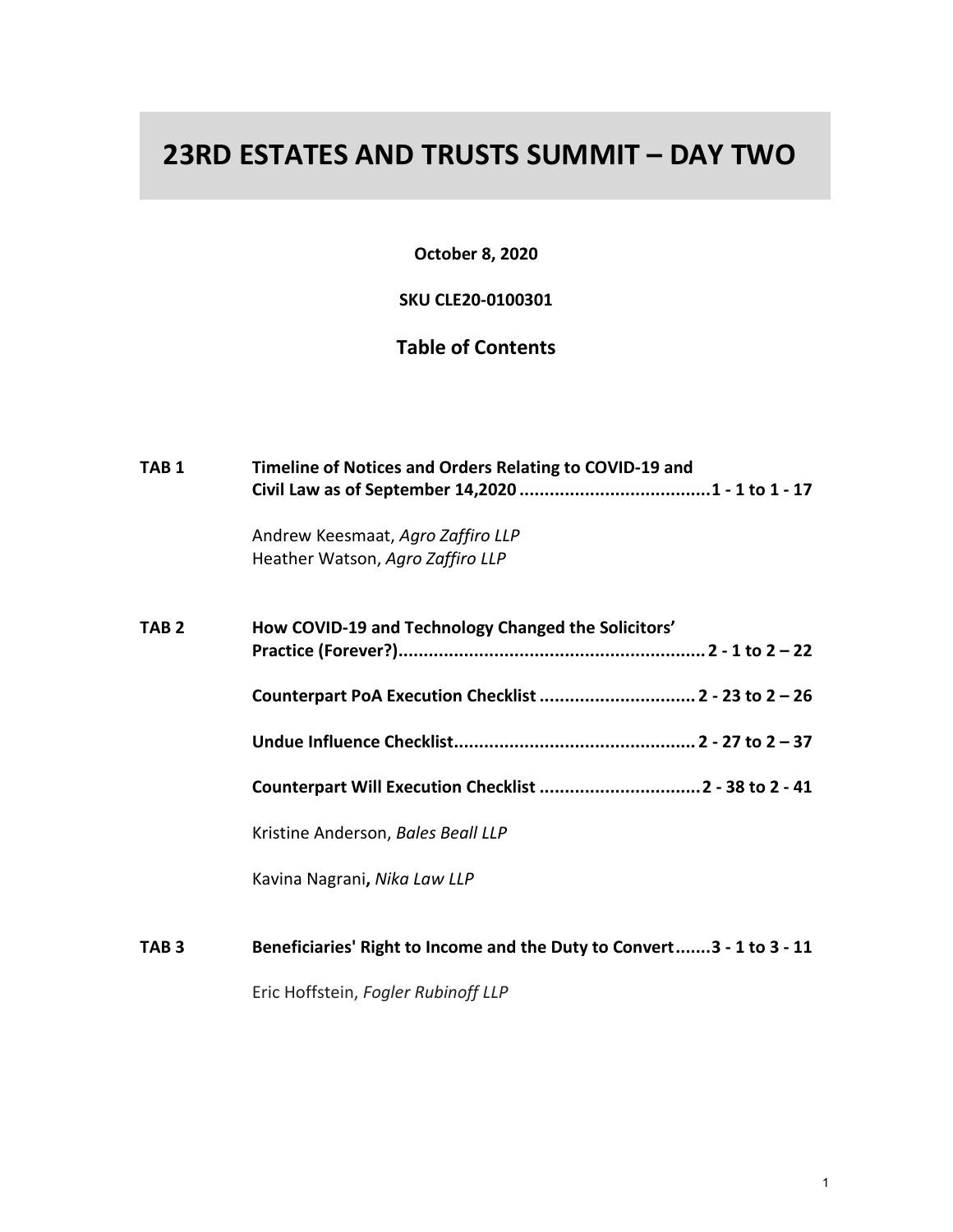# 23RD ESTATES AND TRUSTS SUMMIT – DAY TWO

**October 8, 2020**

**SKU CLE20-0100301**

## Table of Contents

**TAB 1** **Timeline of Notices and Orders Relating to COVID-19 and Civil Law as of September 14,2020 ....................................... 1 - 1 to 1 - 17**

Andrew Keesmaat, *Agro Zaffiro LLP*
Heather Watson, *Agro Zaffiro LLP*

**TAB 2** **How COVID-19 and Technology Changed the Solicitors' Practice (Forever?)............................................................ 2 - 1 to 2 – 22**

**Counterpart PoA Execution Checklist ............................... 2 - 23 to 2 – 26**

**Undue Influence Checklist................................................ 2 - 27 to 2 – 37**

**Counterpart Will Execution Checklist ................................ 2 - 38 to 2 - 41**

Kristine Anderson, *Bales Beall LLP*

Kavina Nagrani**,** *Nika Law LLP*

**TAB 3** **Beneficiaries' Right to Income and the Duty to Convert.......3 - 1 to 3 - 11**

Eric Hoffstein, *Fogler Rubinoff LLP*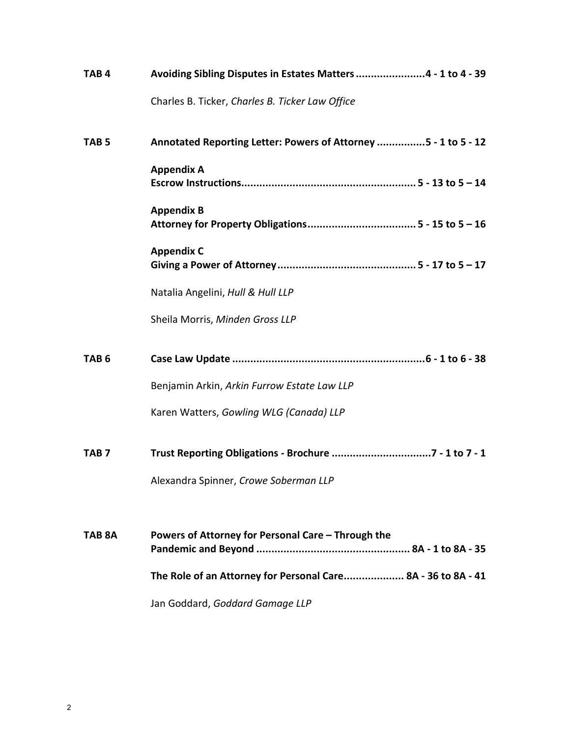**TAB 4** **Avoiding Sibling Disputes in Estates Matters .......................4 - 1 to 4 - 39**

Charles B. Ticker, *Charles B. Ticker Law Office*

**TAB 5** **Annotated Reporting Letter: Powers of Attorney ................5 - 1 to 5 - 12**

**Appendix A**
**Escrow Instructions......................................................... 5 - 13 to 5 – 14**

**Appendix B**
**Attorney for Property Obligations.................................... 5 - 15 to 5 – 16**

**Appendix C**
**Giving a Power of Attorney.............................................. 5 - 17 to 5 – 17**

Natalia Angelini, *Hull & Hull LLP*

Sheila Morris, *Minden Gross LLP*

**TAB 6** **Case Law Update ................................................................6 - 1 to 6 - 38**

Benjamin Arkin, *Arkin Furrow Estate Law LLP*

Karen Watters, *Gowling WLG (Canada) LLP*

**TAB 7** **Trust Reporting Obligations - Brochure .................................7 - 1 to 7 - 1**

Alexandra Spinner, *Crowe Soberman LLP*

**TAB 8A** **Powers of Attorney for Personal Care – Through the Pandemic and Beyond .................................................. 8A - 1 to 8A - 35**

**The Role of an Attorney for Personal Care.................... 8A - 36 to 8A - 41**

Jan Goddard, *Goddard Gamage LLP*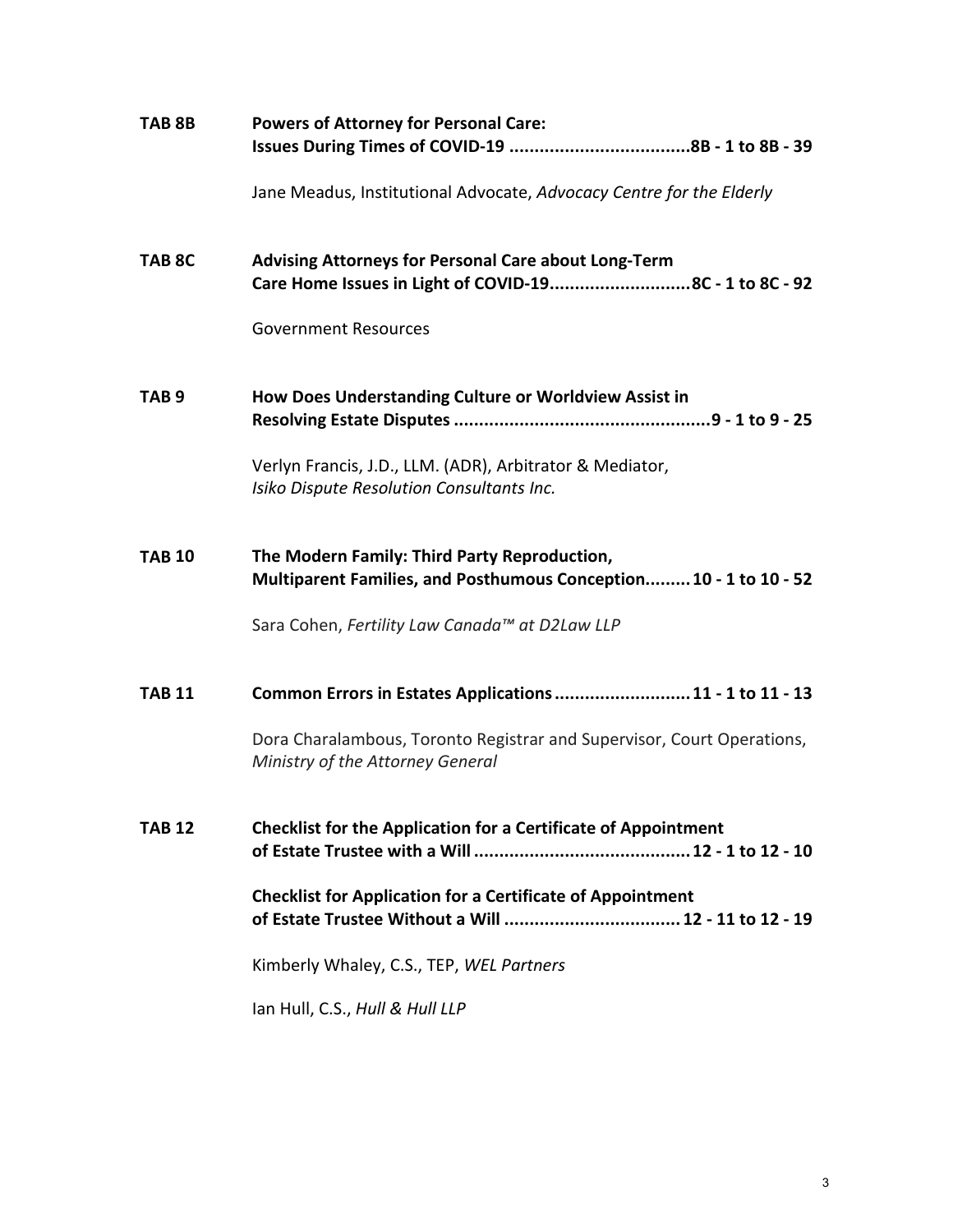**TAB 8B** **Powers of Attorney for Personal Care: Issues During Times of COVID-19 ....................................8B - 1 to 8B - 39**

Jane Meadus, Institutional Advocate, *Advocacy Centre for the Elderly*

**TAB 8C** **Advising Attorneys for Personal Care about Long-Term Care Home Issues in Light of COVID-19............................8C - 1 to 8C - 92**

Government Resources

**TAB 9** **How Does Understanding Culture or Worldview Assist in Resolving Estate Disputes ...................................................9 - 1 to 9 - 25**

Verlyn Francis, J.D., LLM. (ADR), Arbitrator & Mediator, *Isiko Dispute Resolution Consultants Inc.*

**TAB 10** **The Modern Family: Third Party Reproduction, Multiparent Families, and Posthumous Conception.........10 - 1 to 10 - 52**

Sara Cohen, *Fertility Law Canada™ at D2Law LLP*

**TAB 11** **Common Errors in Estates Applications...........................11 - 1 to 11 - 13**

Dora Charalambous, Toronto Registrar and Supervisor, Court Operations, *Ministry of the Attorney General*

**TAB 12** **Checklist for the Application for a Certificate of Appointment of Estate Trustee with a Will ..........................................12 - 1 to 12 - 10**

**Checklist for Application for a Certificate of Appointment of Estate Trustee Without a Will ..................................12 - 11 to 12 - 19**

Kimberly Whaley, C.S., TEP, *WEL Partners*

Ian Hull, C.S., *Hull & Hull LLP*